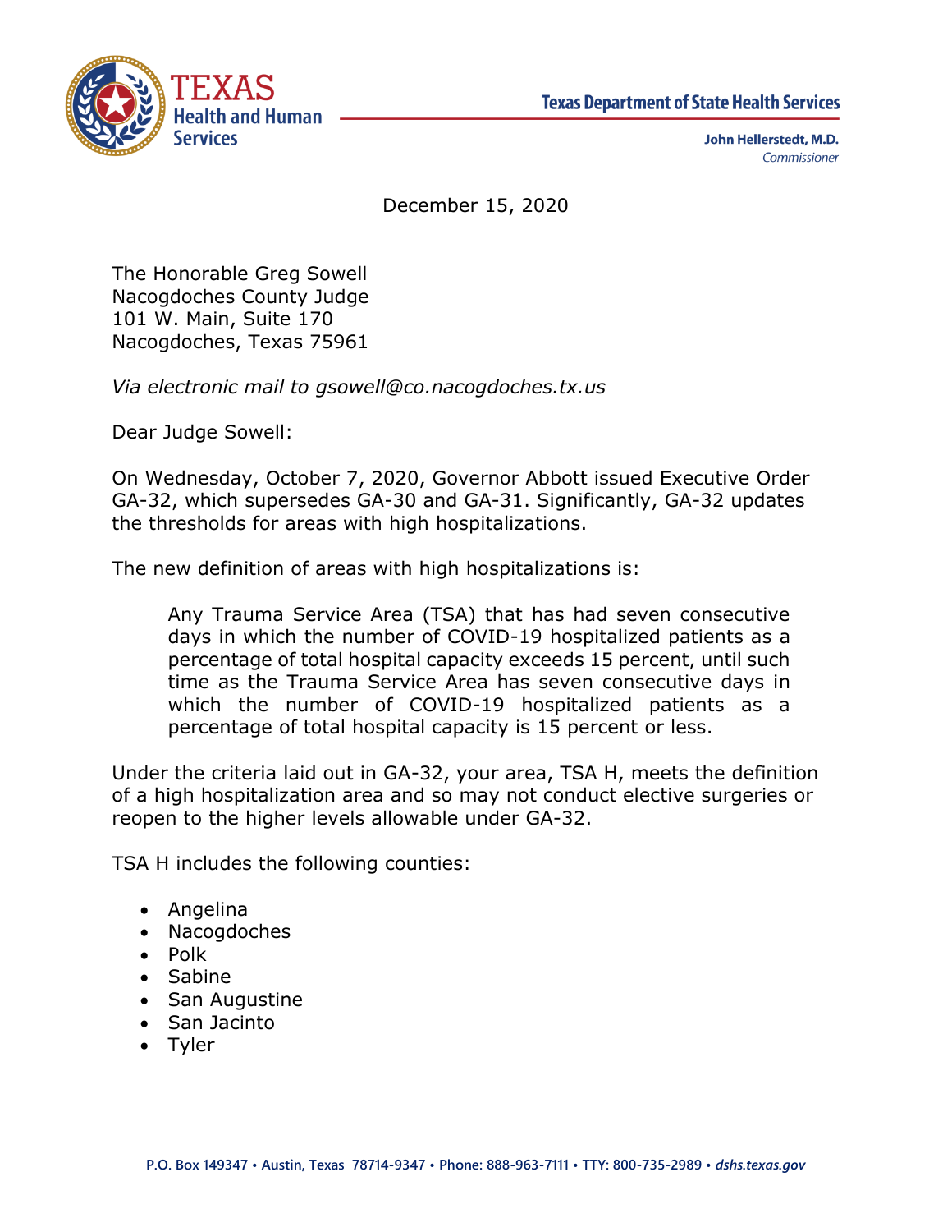TEXAS Health and Human Services

Texas Department of State Health Services

**John Hellerstedt, M.D.**
*Commissioner*

December 15, 2020

The Honorable Greg Sowell
Nacogdoches County Judge
101 W. Main, Suite 170
Nacogdoches, Texas 75961

*Via electronic mail to gsowell@co.nacogdoches.tx.us*

Dear Judge Sowell:

On Wednesday, October 7, 2020, Governor Abbott issued Executive Order GA-32, which supersedes GA-30 and GA-31. Significantly, GA-32 updates the thresholds for areas with high hospitalizations.

The new definition of areas with high hospitalizations is:

> Any Trauma Service Area (TSA) that has had seven consecutive days in which the number of COVID-19 hospitalized patients as a percentage of total hospital capacity exceeds 15 percent, until such time as the Trauma Service Area has seven consecutive days in which the number of COVID-19 hospitalized patients as a percentage of total hospital capacity is 15 percent or less.

Under the criteria laid out in GA-32, your area, TSA H, meets the definition of a high hospitalization area and so may not conduct elective surgeries or reopen to the higher levels allowable under GA-32.

TSA H includes the following counties:

- Angelina
- Nacogdoches
- Polk
- Sabine
- San Augustine
- San Jacinto
- Tyler

P.O. Box 149347 • Austin, Texas 78714-9347 • Phone: 888-963-7111 • TTY: 800-735-2989 • *dshs.texas.gov*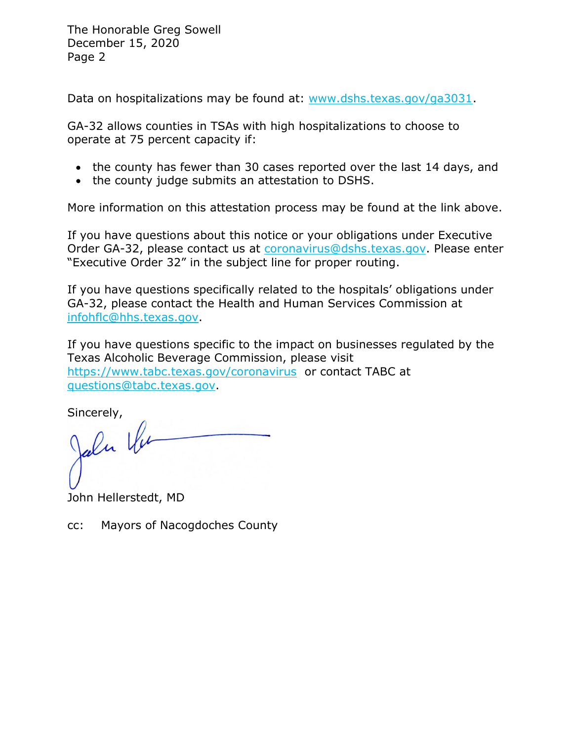Data on hospitalizations may be found at: www.dshs.texas.gov/ga3031.

GA-32 allows counties in TSAs with high hospitalizations to choose to operate at 75 percent capacity if:

- the county has fewer than 30 cases reported over the last 14 days, and
- the county judge submits an attestation to DSHS.

More information on this attestation process may be found at the link above.

If you have questions about this notice or your obligations under Executive Order GA-32, please contact us at coronavirus@dshs.texas.gov. Please enter "Executive Order 32" in the subject line for proper routing.

If you have questions specifically related to the hospitals' obligations under GA-32, please contact the Health and Human Services Commission at infohflc@hhs.texas.gov.

If you have questions specific to the impact on businesses regulated by the Texas Alcoholic Beverage Commission, please visit https://www.tabc.texas.gov/coronavirus or contact TABC at questions@tabc.texas.gov.

Sincerely,

John Hellerstedt, MD

cc: Mayors of Nacogdoches County